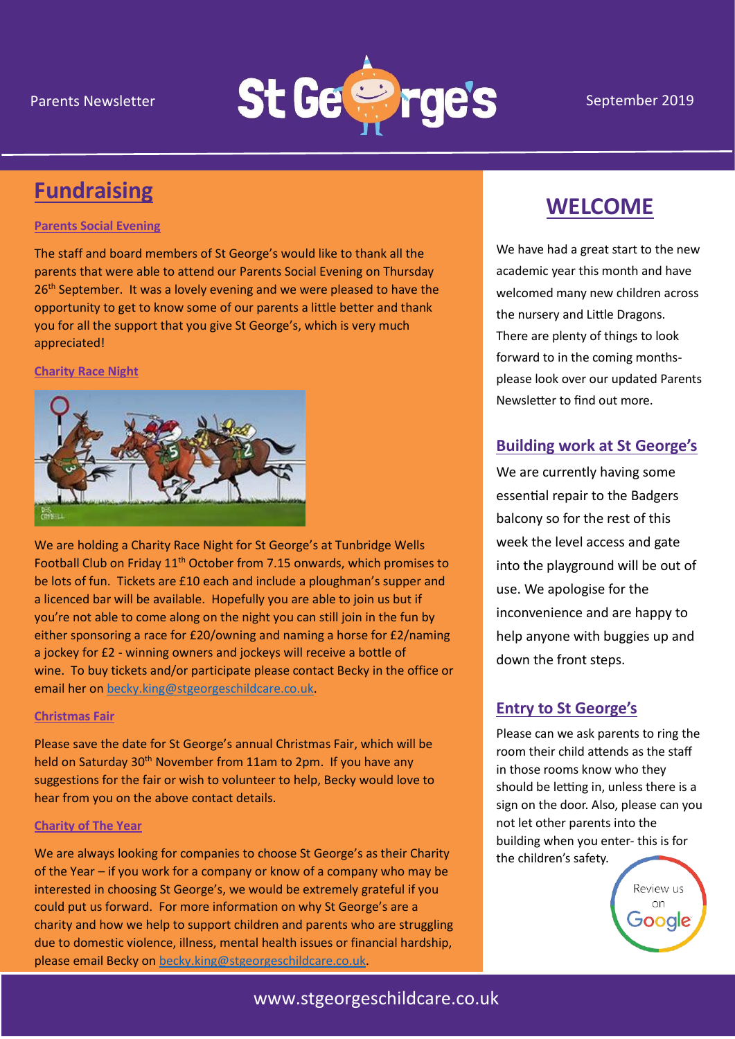Parents Newsletter

# St George's

September 2019

## Fundraising

### Parents Social Evening

The staff and board members of St George's would like to thank all the parents that were able to attend our Parents Social Evening on Thursday 26th September. It was a lovely evening and we were pleased to have the opportunity to get to know some of our parents a little better and thank you for all the support that you give St George's, which is very much appreciated!

### Charity Race Night

We are holding a Charity Race Night for St George's at Tunbridge Wells Football Club on Friday 11th October from 7.15 onwards, which promises to be lots of fun. Tickets are £10 each and include a ploughman's supper and a licenced bar will be available. Hopefully you are able to join us but if you're not able to come along on the night you can still join in the fun by either sponsoring a race for £20/owning and naming a horse for £2/naming a jockey for £2 - winning owners and jockeys will receive a bottle of wine. To buy tickets and/or participate please contact Becky in the office or email her on becky.king@stgeorgeschildcare.co.uk.

### Christmas Fair

Please save the date for St George's annual Christmas Fair, which will be held on Saturday 30th November from 11am to 2pm. If you have any suggestions for the fair or wish to volunteer to help, Becky would love to hear from you on the above contact details.

### Charity of The Year

We are always looking for companies to choose St George's as their Charity of the Year – if you work for a company or know of a company who may be interested in choosing St George's, we would be extremely grateful if you could put us forward. For more information on why St George's are a charity and how we help to support children and parents who are struggling due to domestic violence, illness, mental health issues or financial hardship, please email Becky on becky.king@stgeorgeschildcare.co.uk.

## WELCOME

We have had a great start to the new academic year this month and have welcomed many new children across the nursery and Little Dragons. There are plenty of things to look forward to in the coming months- please look over our updated Parents Newsletter to find out more.

### Building work at St George's

We are currently having some essential repair to the Badgers balcony so for the rest of this week the level access and gate into the playground will be out of use. We apologise for the inconvenience and are happy to help anyone with buggies up and down the front steps.

### Entry to St George's

Please can we ask parents to ring the room their child attends as the staff in those rooms know who they should be letting in, unless there is a sign on the door. Also, please can you not let other parents into the building when you enter- this is for the children's safety.

Review us on Google

www.stgeorgeschildcare.co.uk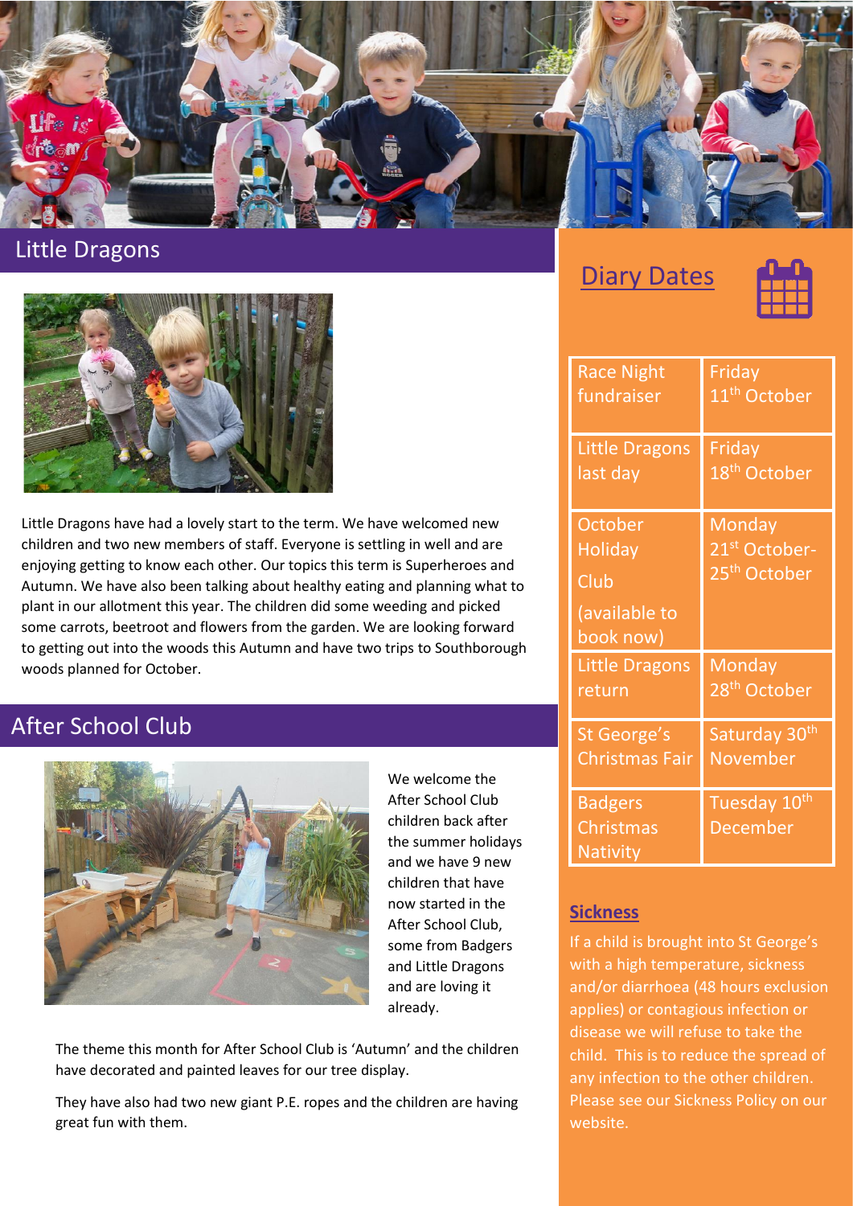## Little Dragons

Little Dragons have had a lovely start to the term. We have welcomed new children and two new members of staff. Everyone is settling in well and are enjoying getting to know each other. Our topics this term is Superheroes and Autumn. We have also been talking about healthy eating and planning what to plant in our allotment this year. The children did some weeding and picked some carrots, beetroot and flowers from the garden. We are looking forward to getting out into the woods this Autumn and have two trips to Southborough woods planned for October.

## After School Club

We welcome the After School Club children back after the summer holidays and we have 9 new children that have now started in the After School Club, some from Badgers and Little Dragons and are loving it already.

The theme this month for After School Club is 'Autumn' and the children have decorated and painted leaves for our tree display.

They have also had two new giant P.E. ropes and the children are having great fun with them.

## Diary Dates

| Event | Date |
| --- | --- |
| Race Night fundraiser | Friday 11th October |
| Little Dragons last day | Friday 18th October |
| October Holiday Club (available to book now) | Monday 21st October-25th October |
| Little Dragons return | Monday 28th October |
| St George's Christmas Fair | Saturday 30th November |
| Badgers Christmas Nativity | Tuesday 10th December |

### Sickness

If a child is brought into St George's with a high temperature, sickness and/or diarrhoea (48 hours exclusion applies) or contagious infection or disease we will refuse to take the child. This is to reduce the spread of any infection to the other children. Please see our Sickness Policy on our website.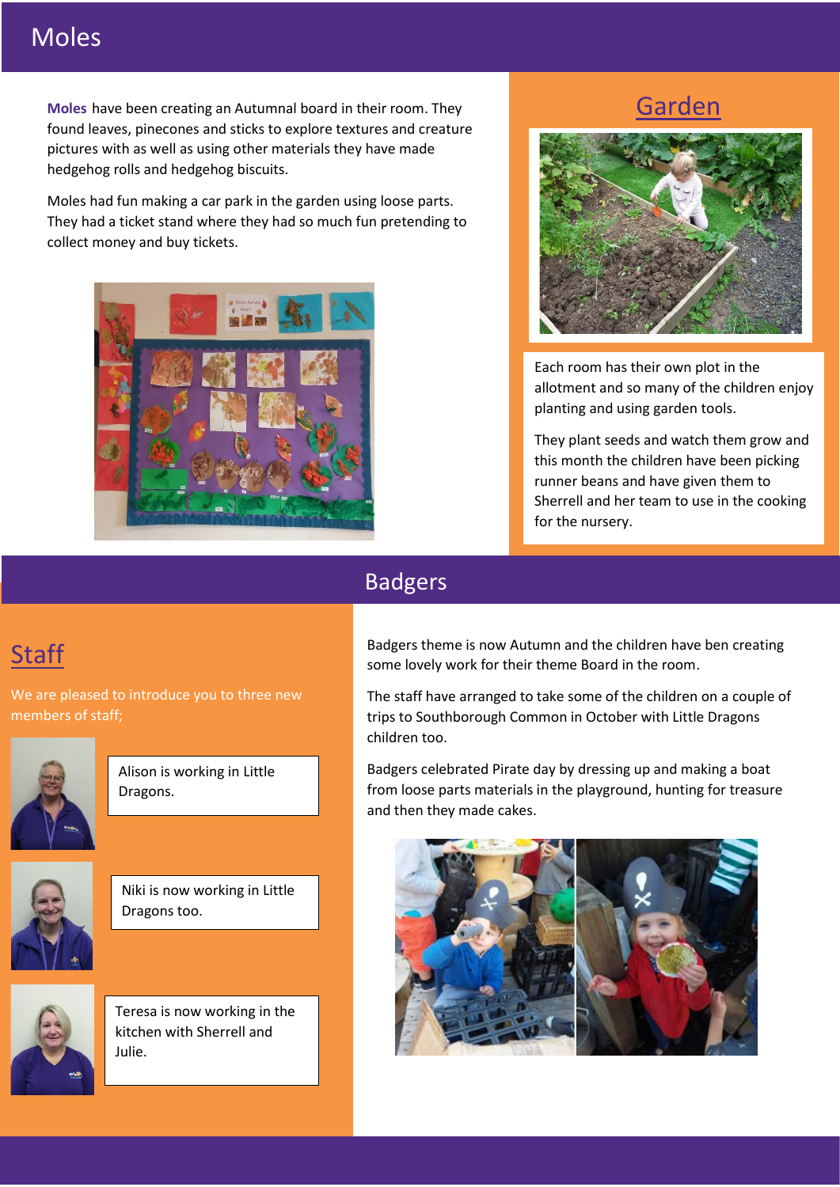# Moles

**Moles** have been creating an Autumnal board in their room. They found leaves, pinecones and sticks to explore textures and creature pictures with as well as using other materials they have made hedgehog rolls and hedgehog biscuits.

Moles had fun making a car park in the garden using loose parts. They had a ticket stand where they had so much fun pretending to collect money and buy tickets.

## Garden

Each room has their own plot in the allotment and so many of the children enjoy planting and using garden tools.

They plant seeds and watch them grow and this month the children have been picking runner beans and have given them to Sherrell and her team to use in the cooking for the nursery.

# Badgers

Badgers theme is now Autumn and the children have ben creating some lovely work for their theme Board in the room.

The staff have arranged to take some of the children on a couple of trips to Southborough Common in October with Little Dragons children too.

Badgers celebrated Pirate day by dressing up and making a boat from loose parts materials in the playground, hunting for treasure and then they made cakes.

## Staff

We are pleased to introduce you to three new members of staff;

Alison is working in Little Dragons.

Niki is now working in Little Dragons too.

Teresa is now working in the kitchen with Sherrell and Julie.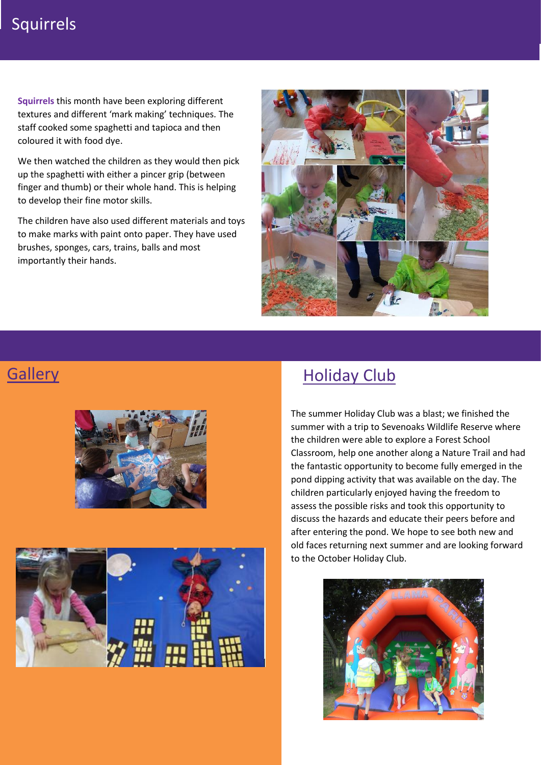# Squirrels

**Squirrels** this month have been exploring different textures and different 'mark making' techniques. The staff cooked some spaghetti and tapioca and then coloured it with food dye.

We then watched the children as they would then pick up the spaghetti with either a pincer grip (between finger and thumb) or their whole hand. This is helping to develop their fine motor skills.

The children have also used different materials and toys to make marks with paint onto paper. They have used brushes, sponges, cars, trains, balls and most importantly their hands.

## Gallery

## Holiday Club

The summer Holiday Club was a blast; we finished the summer with a trip to Sevenoaks Wildlife Reserve where the children were able to explore a Forest School Classroom, help one another along a Nature Trail and had the fantastic opportunity to become fully emerged in the pond dipping activity that was available on the day. The children particularly enjoyed having the freedom to assess the possible risks and took this opportunity to discuss the hazards and educate their peers before and after entering the pond. We hope to see both new and old faces returning next summer and are looking forward to the October Holiday Club.